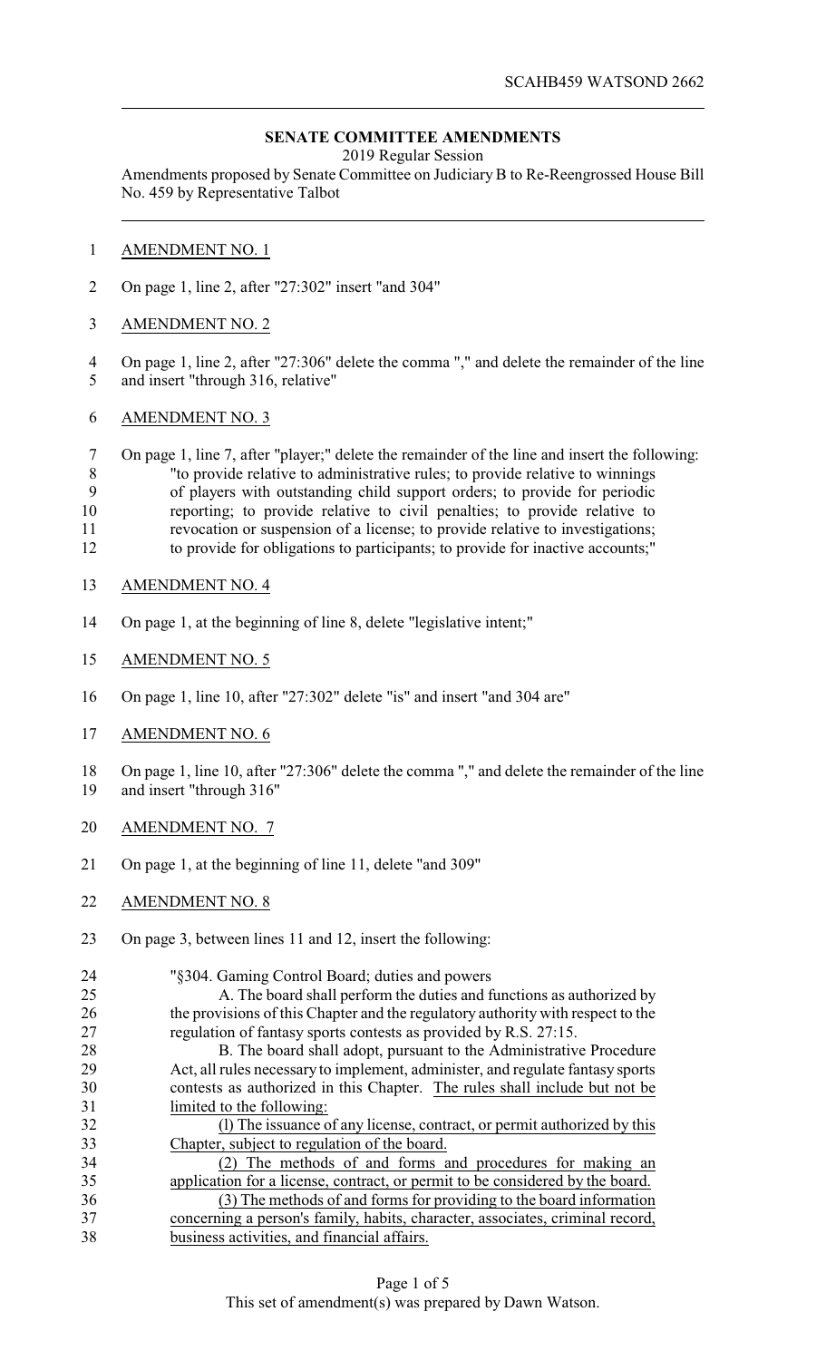**SENATE COMMITTEE AMENDMENTS**

2019 Regular Session

Amendments proposed by Senate Committee on Judiciary B to Re-Reengrossed House Bill No. 459 by Representative Talbot

AMENDMENT NO. 1

On page 1, line 2, after "27:302" insert "and 304"

AMENDMENT NO. 2

On page 1, line 2, after "27:306" delete the comma "," and delete the remainder of the line and insert "through 316, relative"

AMENDMENT NO. 3

On page 1, line 7, after "player;" delete the remainder of the line and insert the following:

"to provide relative to administrative rules; to provide relative to winnings of players with outstanding child support orders; to provide for periodic reporting; to provide relative to civil penalties; to provide relative to revocation or suspension of a license; to provide relative to investigations; to provide for obligations to participants; to provide for inactive accounts;"

AMENDMENT NO. 4

On page 1, at the beginning of line 8, delete "legislative intent;"

AMENDMENT NO. 5

On page 1, line 10, after "27:302" delete "is" and insert "and 304 are"

AMENDMENT NO. 6

On page 1, line 10, after "27:306" delete the comma "," and delete the remainder of the line and insert "through 316"

AMENDMENT NO. 7

On page 1, at the beginning of line 11, delete "and 309"

AMENDMENT NO. 8

On page 3, between lines 11 and 12, insert the following:

"§304. Gaming Control Board; duties and powers

A. The board shall perform the duties and functions as authorized by the provisions of this Chapter and the regulatory authority with respect to the regulation of fantasy sports contests as provided by R.S. 27:15.

B. The board shall adopt, pursuant to the Administrative Procedure Act, all rules necessary to implement, administer, and regulate fantasy sports contests as authorized in this Chapter. The rules shall include but not be limited to the following:

(1) The issuance of any license, contract, or permit authorized by this Chapter, subject to regulation of the board.

(2) The methods of and forms and procedures for making an application for a license, contract, or permit to be considered by the board.

(3) The methods of and forms for providing to the board information concerning a person's family, habits, character, associates, criminal record, business activities, and financial affairs.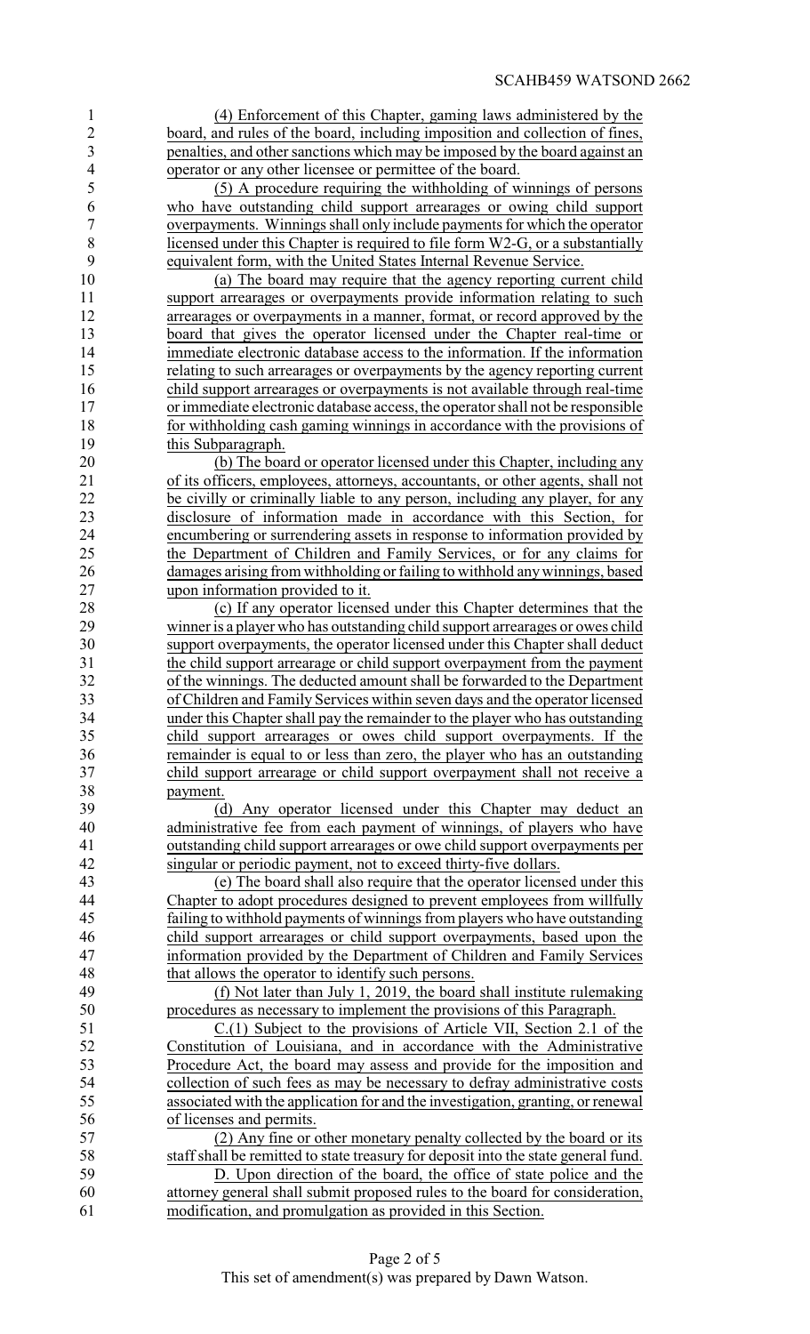(4) Enforcement of this Chapter, gaming laws administered by the board, and rules of the board, including imposition and collection of fines, penalties, and other sanctions which may be imposed by the board against an operator or any other licensee or permittee of the board.

(5) A procedure requiring the withholding of winnings of persons who have outstanding child support arrearages or owing child support overpayments. Winnings shall only include payments for which the operator licensed under this Chapter is required to file form W2-G, or a substantially equivalent form, with the United States Internal Revenue Service.

(a) The board may require that the agency reporting current child support arrearages or overpayments provide information relating to such arrearages or overpayments in a manner, format, or record approved by the board that gives the operator licensed under the Chapter real-time or immediate electronic database access to the information. If the information relating to such arrearages or overpayments by the agency reporting current child support arrearages or overpayments is not available through real-time or immediate electronic database access, the operator shall not be responsible for withholding cash gaming winnings in accordance with the provisions of this Subparagraph.

(b) The board or operator licensed under this Chapter, including any of its officers, employees, attorneys, accountants, or other agents, shall not be civilly or criminally liable to any person, including any player, for any disclosure of information made in accordance with this Section, for encumbering or surrendering assets in response to information provided by the Department of Children and Family Services, or for any claims for damages arising from withholding or failing to withhold any winnings, based upon information provided to it.

(c) If any operator licensed under this Chapter determines that the winner is a player who has outstanding child support arrearages or owes child support overpayments, the operator licensed under this Chapter shall deduct the child support arrearage or child support overpayment from the payment of the winnings. The deducted amount shall be forwarded to the Department of Children and Family Services within seven days and the operator licensed under this Chapter shall pay the remainder to the player who has outstanding child support arrearages or owes child support overpayments. If the remainder is equal to or less than zero, the player who has an outstanding child support arrearage or child support overpayment shall not receive a payment.

(d) Any operator licensed under this Chapter may deduct an administrative fee from each payment of winnings, of players who have outstanding child support arrearages or owe child support overpayments per singular or periodic payment, not to exceed thirty-five dollars.

(e) The board shall also require that the operator licensed under this Chapter to adopt procedures designed to prevent employees from willfully failing to withhold payments of winnings from players who have outstanding child support arrearages or child support overpayments, based upon the information provided by the Department of Children and Family Services that allows the operator to identify such persons.

(f) Not later than July 1, 2019, the board shall institute rulemaking procedures as necessary to implement the provisions of this Paragraph.

C.(1) Subject to the provisions of Article VII, Section 2.1 of the Constitution of Louisiana, and in accordance with the Administrative Procedure Act, the board may assess and provide for the imposition and collection of such fees as may be necessary to defray administrative costs associated with the application for and the investigation, granting, or renewal of licenses and permits.

(2) Any fine or other monetary penalty collected by the board or its staff shall be remitted to state treasury for deposit into the state general fund.

D. Upon direction of the board, the office of state police and the attorney general shall submit proposed rules to the board for consideration, modification, and promulgation as provided in this Section.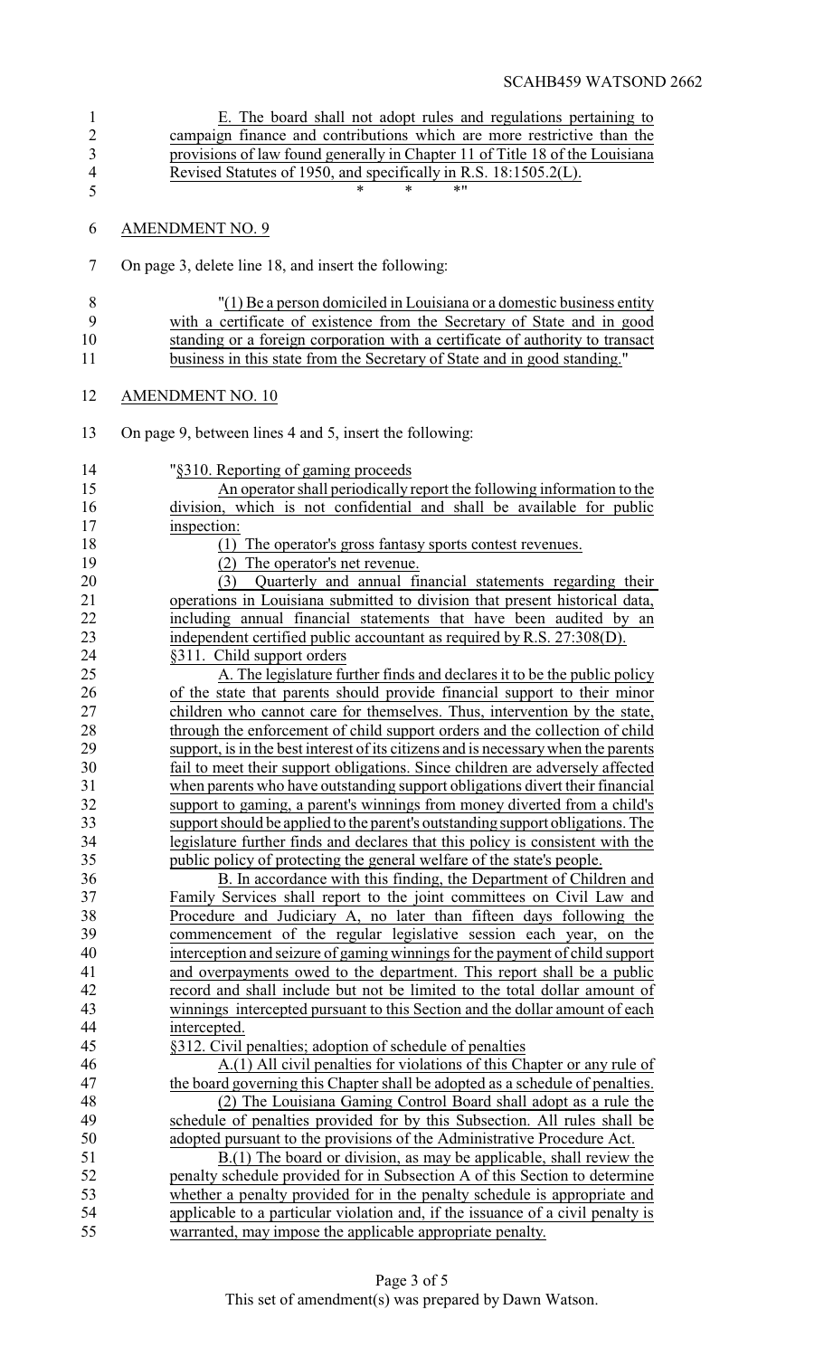E. The board shall not adopt rules and regulations pertaining to campaign finance and contributions which are more restrictive than the provisions of law found generally in Chapter 11 of Title 18 of the Louisiana Revised Statutes of 1950, and specifically in R.S. 18:1505.2(L).

\* \* \*"

AMENDMENT NO. 9

On page 3, delete line 18, and insert the following:

"(1) Be a person domiciled in Louisiana or a domestic business entity with a certificate of existence from the Secretary of State and in good standing or a foreign corporation with a certificate of authority to transact business in this state from the Secretary of State and in good standing."

AMENDMENT NO. 10

On page 9, between lines 4 and 5, insert the following:

"§310. Reporting of gaming proceeds

An operator shall periodically report the following information to the division, which is not confidential and shall be available for public inspection:

(1) The operator's gross fantasy sports contest revenues.

(2) The operator's net revenue.

(3) Quarterly and annual financial statements regarding their operations in Louisiana submitted to division that present historical data, including annual financial statements that have been audited by an independent certified public accountant as required by R.S. 27:308(D).

§311. Child support orders

A. The legislature further finds and declares it to be the public policy of the state that parents should provide financial support to their minor children who cannot care for themselves. Thus, intervention by the state, through the enforcement of child support orders and the collection of child support, is in the best interest of its citizens and is necessary when the parents fail to meet their support obligations. Since children are adversely affected when parents who have outstanding support obligations divert their financial support to gaming, a parent's winnings from money diverted from a child's support should be applied to the parent's outstanding support obligations. The legislature further finds and declares that this policy is consistent with the public policy of protecting the general welfare of the state's people.

B. In accordance with this finding, the Department of Children and Family Services shall report to the joint committees on Civil Law and Procedure and Judiciary A, no later than fifteen days following the commencement of the regular legislative session each year, on the interception and seizure of gaming winnings for the payment of child support and overpayments owed to the department. This report shall be a public record and shall include but not be limited to the total dollar amount of winnings intercepted pursuant to this Section and the dollar amount of each intercepted.

§312. Civil penalties; adoption of schedule of penalties

A.(1) All civil penalties for violations of this Chapter or any rule of the board governing this Chapter shall be adopted as a schedule of penalties.

(2) The Louisiana Gaming Control Board shall adopt as a rule the schedule of penalties provided for by this Subsection. All rules shall be adopted pursuant to the provisions of the Administrative Procedure Act.

B.(1) The board or division, as may be applicable, shall review the penalty schedule provided for in Subsection A of this Section to determine whether a penalty provided for in the penalty schedule is appropriate and applicable to a particular violation and, if the issuance of a civil penalty is warranted, may impose the applicable appropriate penalty.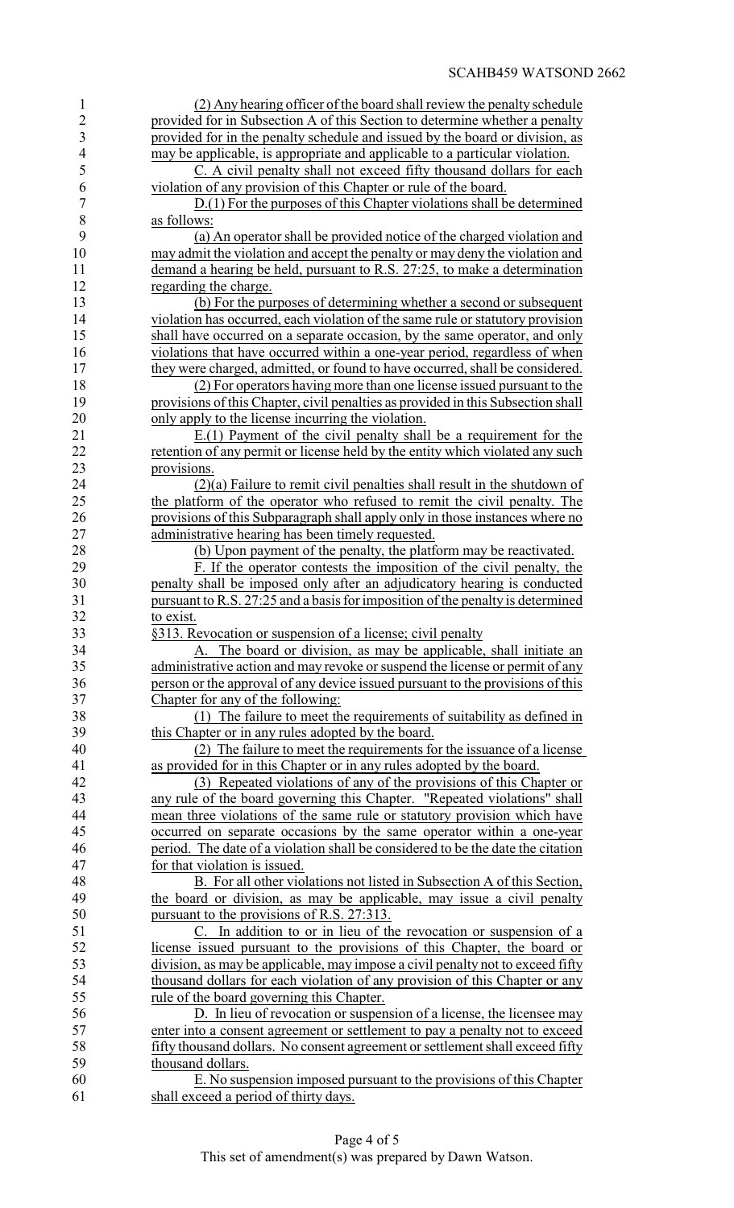(2) Any hearing officer of the board shall review the penalty schedule provided for in Subsection A of this Section to determine whether a penalty provided for in the penalty schedule and issued by the board or division, as may be applicable, is appropriate and applicable to a particular violation.

C. A civil penalty shall not exceed fifty thousand dollars for each violation of any provision of this Chapter or rule of the board.

D.(1) For the purposes of this Chapter violations shall be determined as follows:

(a) An operator shall be provided notice of the charged violation and may admit the violation and accept the penalty or may deny the violation and demand a hearing be held, pursuant to R.S. 27:25, to make a determination regarding the charge.

(b) For the purposes of determining whether a second or subsequent violation has occurred, each violation of the same rule or statutory provision shall have occurred on a separate occasion, by the same operator, and only violations that have occurred within a one-year period, regardless of when they were charged, admitted, or found to have occurred, shall be considered.

(2) For operators having more than one license issued pursuant to the provisions of this Chapter, civil penalties as provided in this Subsection shall only apply to the license incurring the violation.

E.(1) Payment of the civil penalty shall be a requirement for the retention of any permit or license held by the entity which violated any such provisions.

(2)(a) Failure to remit civil penalties shall result in the shutdown of the platform of the operator who refused to remit the civil penalty. The provisions of this Subparagraph shall apply only in those instances where no administrative hearing has been timely requested.

(b) Upon payment of the penalty, the platform may be reactivated.

F. If the operator contests the imposition of the civil penalty, the penalty shall be imposed only after an adjudicatory hearing is conducted pursuant to R.S. 27:25 and a basis for imposition of the penalty is determined to exist.

§313. Revocation or suspension of a license; civil penalty

A. The board or division, as may be applicable, shall initiate an administrative action and may revoke or suspend the license or permit of any person or the approval of any device issued pursuant to the provisions of this Chapter for any of the following:

(1) The failure to meet the requirements of suitability as defined in this Chapter or in any rules adopted by the board.

(2) The failure to meet the requirements for the issuance of a license as provided for in this Chapter or in any rules adopted by the board.

(3) Repeated violations of any of the provisions of this Chapter or any rule of the board governing this Chapter. "Repeated violations" shall mean three violations of the same rule or statutory provision which have occurred on separate occasions by the same operator within a one-year period. The date of a violation shall be considered to be the date the citation for that violation is issued.

B. For all other violations not listed in Subsection A of this Section, the board or division, as may be applicable, may issue a civil penalty pursuant to the provisions of R.S. 27:313.

C. In addition to or in lieu of the revocation or suspension of a license issued pursuant to the provisions of this Chapter, the board or division, as may be applicable, may impose a civil penalty not to exceed fifty thousand dollars for each violation of any provision of this Chapter or any rule of the board governing this Chapter.

D. In lieu of revocation or suspension of a license, the licensee may enter into a consent agreement or settlement to pay a penalty not to exceed fifty thousand dollars. No consent agreement or settlement shall exceed fifty thousand dollars.

E. No suspension imposed pursuant to the provisions of this Chapter shall exceed a period of thirty days.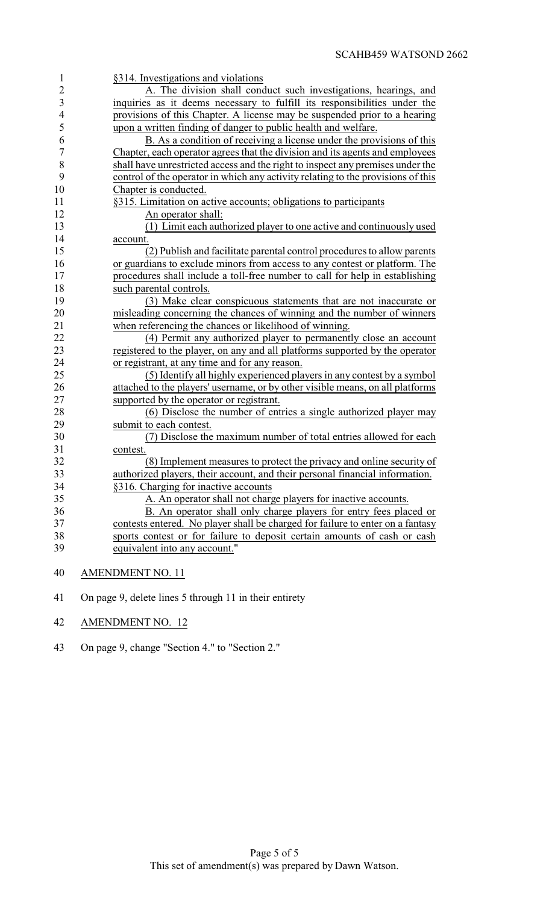§314. Investigations and violations

A. The division shall conduct such investigations, hearings, and inquiries as it deems necessary to fulfill its responsibilities under the provisions of this Chapter. A license may be suspended prior to a hearing upon a written finding of danger to public health and welfare.

B. As a condition of receiving a license under the provisions of this Chapter, each operator agrees that the division and its agents and employees shall have unrestricted access and the right to inspect any premises under the control of the operator in which any activity relating to the provisions of this Chapter is conducted.

§315. Limitation on active accounts; obligations to participants

An operator shall:

(1) Limit each authorized player to one active and continuously used account.

(2) Publish and facilitate parental control procedures to allow parents or guardians to exclude minors from access to any contest or platform. The procedures shall include a toll-free number to call for help in establishing such parental controls.

(3) Make clear conspicuous statements that are not inaccurate or misleading concerning the chances of winning and the number of winners when referencing the chances or likelihood of winning.

(4) Permit any authorized player to permanently close an account registered to the player, on any and all platforms supported by the operator or registrant, at any time and for any reason.

(5) Identify all highly experienced players in any contest by a symbol attached to the players' username, or by other visible means, on all platforms supported by the operator or registrant.

(6) Disclose the number of entries a single authorized player may submit to each contest.

(7) Disclose the maximum number of total entries allowed for each contest.

(8) Implement measures to protect the privacy and online security of authorized players, their account, and their personal financial information.

§316. Charging for inactive accounts

A. An operator shall not charge players for inactive accounts.

B. An operator shall only charge players for entry fees placed or contests entered. No player shall be charged for failure to enter on a fantasy sports contest or for failure to deposit certain amounts of cash or cash equivalent into any account."

AMENDMENT NO. 11

On page 9, delete lines 5 through 11 in their entirety

AMENDMENT NO. 12

On page 9, change "Section 4." to "Section 2."